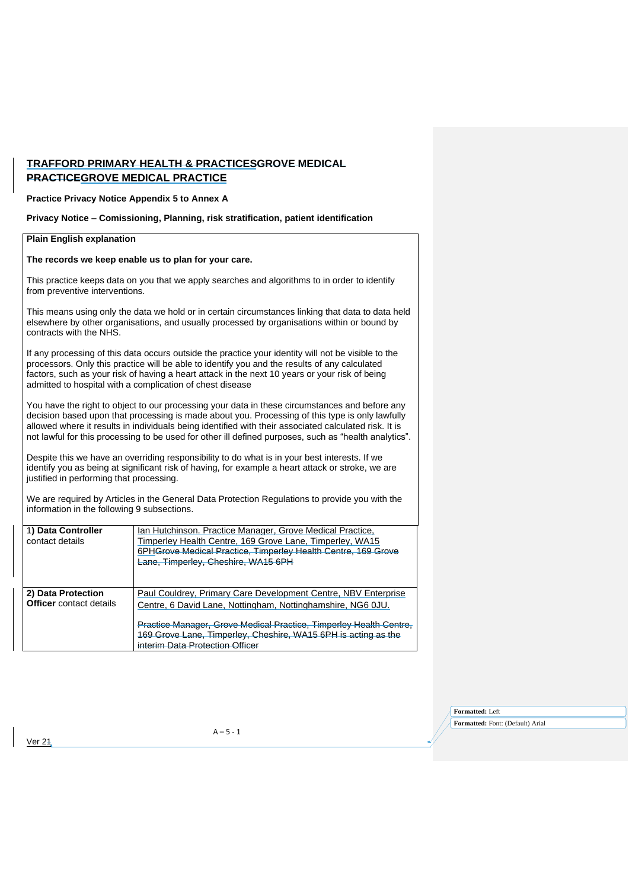# ~~TRAFFORD PRIMARY HEALTH & PRACTICES~~~~GROVE MEDICAL PRACTICE~~GROVE MEDICAL PRACTICE

**Practice Privacy Notice Appendix 5 to Annex A**

**Privacy Notice – Comissioning, Planning, risk stratification, patient identification**

| **Plain English explanation** |
|---|
| **The records we keep enable us to plan for your care.**<br><br>This practice keeps data on you that we apply searches and algorithms to in order to identify from preventive interventions.<br><br>This means using only the data we hold or in certain circumstances linking that data to data held elsewhere by other organisations, and usually processed by organisations within or bound by contracts with the NHS.<br><br>If any processing of this data occurs outside the practice your identity will not be visible to the processors. Only this practice will be able to identify you and the results of any calculated factors, such as your risk of having a heart attack in the next 10 years or your risk of being admitted to hospital with a complication of chest disease<br><br>You have the right to object to our processing your data in these circumstances and before any decision based upon that processing is made about you. Processing of this type is only lawfully allowed where it results in individuals being identified with their associated calculated risk. It is not lawful for this processing to be used for other ill defined purposes, such as "health analytics".<br><br>Despite this we have an overriding responsibility to do what is in your best interests. If we identify you as being at significant risk of having, for example a heart attack or stroke, we are justified in performing that processing.<br><br>We are required by Articles in the General Data Protection Regulations to provide you with the information in the following 9 subsections. |

| | |
|---|---|
| 1**) Data Controller** contact details | Ian Hutchinson. Practice Manager, Grove Medical Practice, Timperley Health Centre, 169 Grove Lane, Timperley, WA15 6PH~~Grove Medical Practice, Timperley Health Centre, 169 Grove Lane, Timperley, Cheshire, WA15 6PH~~ |
| **2) Data Protection Officer** contact details | Paul Couldrey, Primary Care Development Centre, NBV Enterprise Centre, 6 David Lane, Nottingham, Nottinghamshire, NG6 0JU.<br><br>~~Practice Manager, Grove Medical Practice, Timperley Health Centre, 169 Grove Lane, Timperley, Cheshire, WA15 6PH is acting as the interim Data Protection Officer~~ |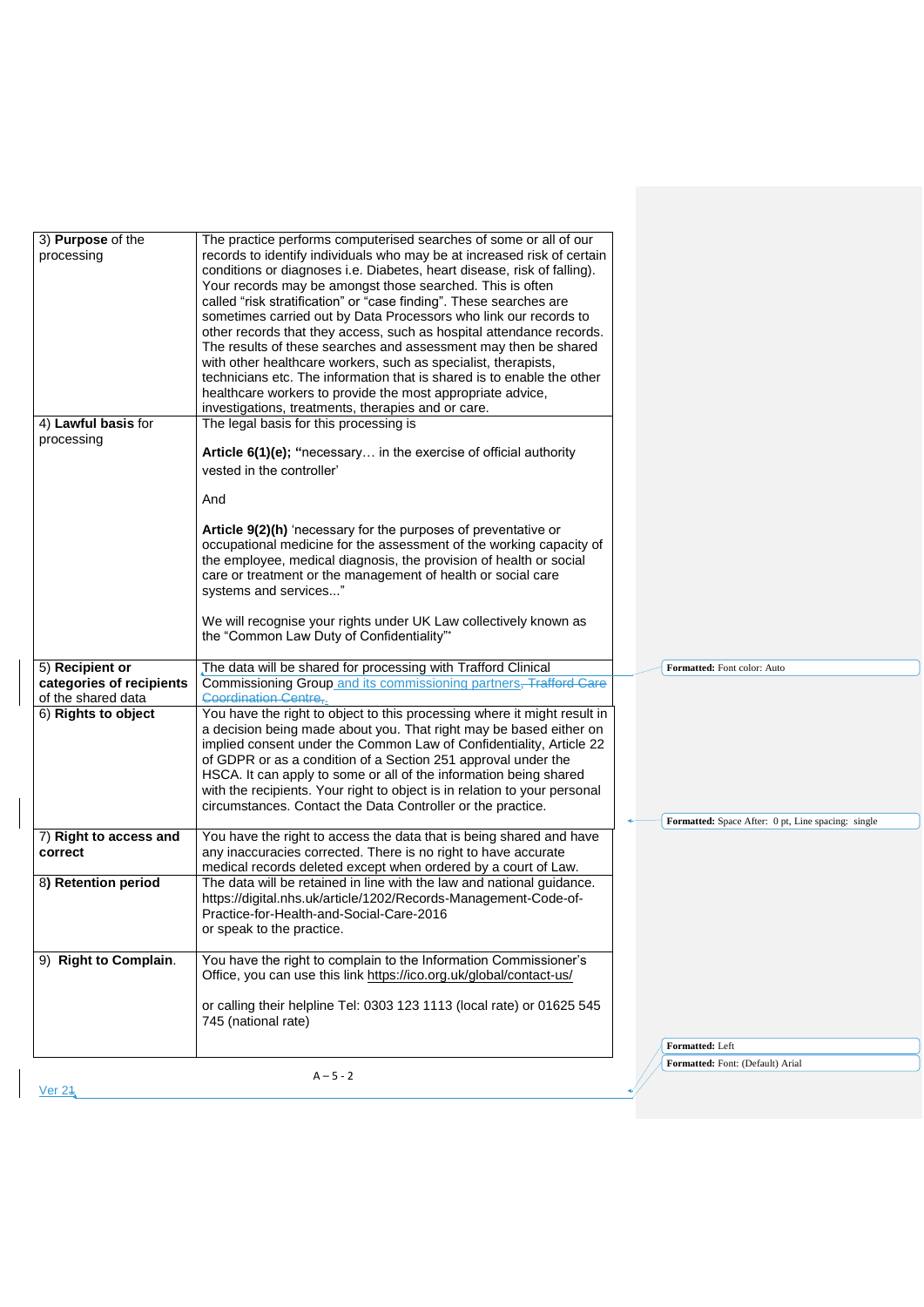| 3) **Purpose** of the processing | The practice performs computerised searches of some or all of our records to identify individuals who may be at increased risk of certain conditions or diagnoses i.e. Diabetes, heart disease, risk of falling). Your records may be amongst those searched. This is often called "risk stratification" or "case finding". These searches are sometimes carried out by Data Processors who link our records to other records that they access, such as hospital attendance records. The results of these searches and assessment may then be shared with other healthcare workers, such as specialist, therapists, technicians etc. The information that is shared is to enable the other healthcare workers to provide the most appropriate advice, investigations, treatments, therapies and or care. |
|---|---|
| 4) **Lawful basis** for processing | The legal basis for this processing is<br><br>**Article 6(1)(e); "**necessary… in the exercise of official authority vested in the controller'<br><br>And<br><br>**Article 9(2)(h)** 'necessary for the purposes of preventative or occupational medicine for the assessment of the working capacity of the employee, medical diagnosis, the provision of health or social care or treatment or the management of health or social care systems and services..."<br><br>We will recognise your rights under UK Law collectively known as the "Common Law Duty of Confidentiality"* |
| 5) **Recipient or categories of recipients** of the shared data | The data will be shared for processing with Trafford Clinical Commissioning Group and its commissioning partners~~, Trafford Care Coordination Centre,~~. |
| 6) **Rights to object** | You have the right to object to this processing where it might result in a decision being made about you. That right may be based either on implied consent under the Common Law of Confidentiality, Article 22 of GDPR or as a condition of a Section 251 approval under the HSCA. It can apply to some or all of the information being shared with the recipients. Your right to object is in relation to your personal circumstances. Contact the Data Controller or the practice. |
| 7) **Right to access and correct** | You have the right to access the data that is being shared and have any inaccuracies corrected. There is no right to have accurate medical records deleted except when ordered by a court of Law. |
| 8) **Retention period** | The data will be retained in line with the law and national guidance. https://digital.nhs.uk/article/1202/Records-Management-Code-of-Practice-for-Health-and-Social-Care-2016<br>or speak to the practice. |
| 9) **Right to Complain**. | You have the right to complain to the Information Commissioner's Office, you can use this link https://ico.org.uk/global/contact-us/<br><br>or calling their helpline Tel: 0303 123 1113 (local rate) or 01625 545 745 (national rate) |

Ver 21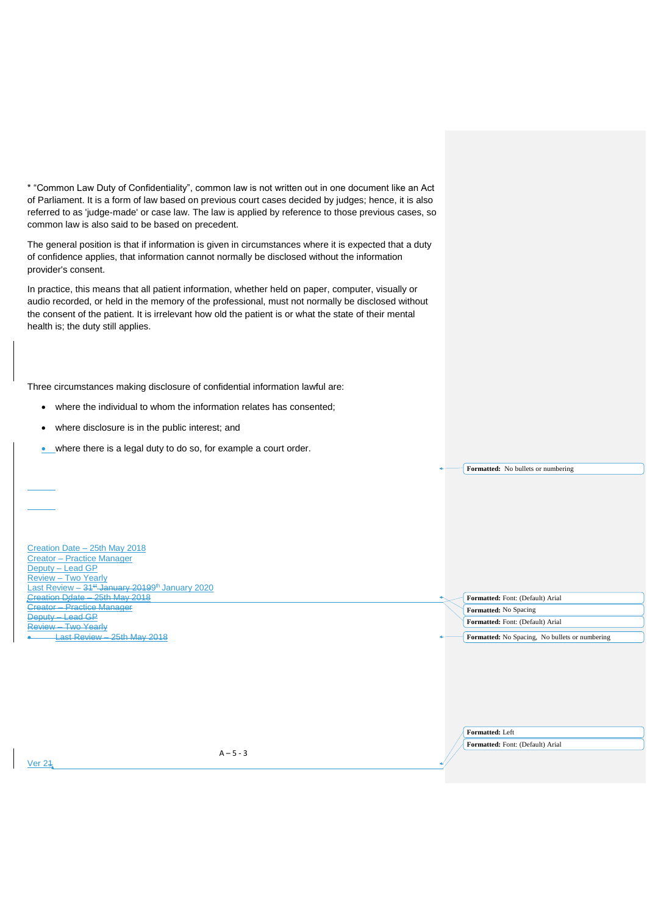* "Common Law Duty of Confidentiality", common law is not written out in one document like an Act of Parliament. It is a form of law based on previous court cases decided by judges; hence, it is also referred to as 'judge-made' or case law. The law is applied by reference to those previous cases, so common law is also said to be based on precedent.

The general position is that if information is given in circumstances where it is expected that a duty of confidence applies, that information cannot normally be disclosed without the information provider's consent.

In practice, this means that all patient information, whether held on paper, computer, visually or audio recorded, or held in the memory of the professional, must not normally be disclosed without the consent of the patient. It is irrelevant how old the patient is or what the state of their mental health is; the duty still applies.

Three circumstances making disclosure of confidential information lawful are:

- where the individual to whom the information relates has consented;
- where disclosure is in the public interest; and
- where there is a legal duty to do so, for example a court order.

Creation Date – 25th May 2018
Creator – Practice Manager
Deputy – Lead GP
Review – Two Yearly
Last Review – 9th January 2020

Ver 21